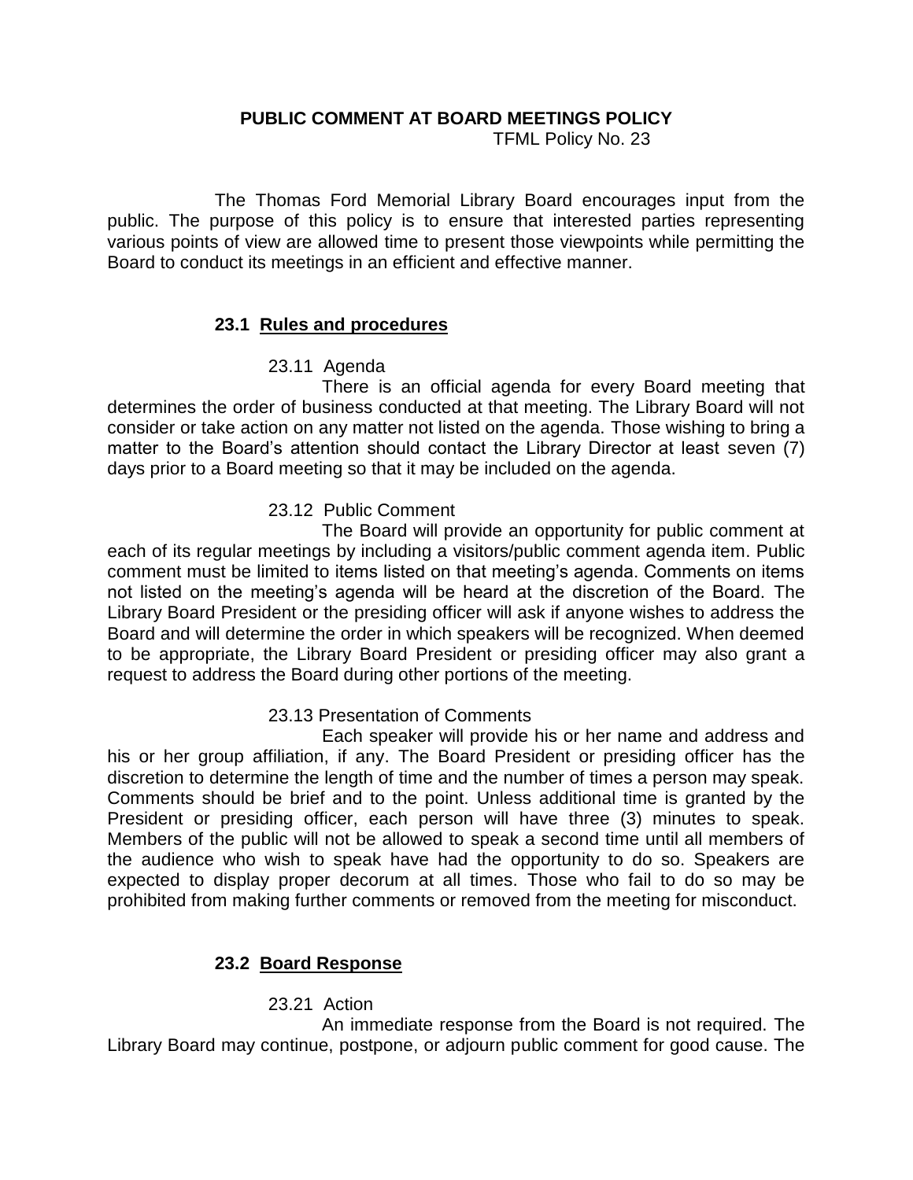# PUBLIC COMMENT AT BOARD MEETINGS POLICY

TFML Policy No. 23

The Thomas Ford Memorial Library Board encourages input from the public. The purpose of this policy is to ensure that interested parties representing various points of view are allowed time to present those viewpoints while permitting the Board to conduct its meetings in an efficient and effective manner.

## 23.1 Rules and procedures

### 23.11 Agenda

There is an official agenda for every Board meeting that determines the order of business conducted at that meeting. The Library Board will not consider or take action on any matter not listed on the agenda. Those wishing to bring a matter to the Board's attention should contact the Library Director at least seven (7) days prior to a Board meeting so that it may be included on the agenda.

### 23.12 Public Comment

The Board will provide an opportunity for public comment at each of its regular meetings by including a visitors/public comment agenda item. Public comment must be limited to items listed on that meeting's agenda. Comments on items not listed on the meeting's agenda will be heard at the discretion of the Board. The Library Board President or the presiding officer will ask if anyone wishes to address the Board and will determine the order in which speakers will be recognized. When deemed to be appropriate, the Library Board President or presiding officer may also grant a request to address the Board during other portions of the meeting.

### 23.13 Presentation of Comments

Each speaker will provide his or her name and address and his or her group affiliation, if any. The Board President or presiding officer has the discretion to determine the length of time and the number of times a person may speak. Comments should be brief and to the point. Unless additional time is granted by the President or presiding officer, each person will have three (3) minutes to speak. Members of the public will not be allowed to speak a second time until all members of the audience who wish to speak have had the opportunity to do so. Speakers are expected to display proper decorum at all times. Those who fail to do so may be prohibited from making further comments or removed from the meeting for misconduct.

## 23.2 Board Response

### 23.21 Action

An immediate response from the Board is not required. The Library Board may continue, postpone, or adjourn public comment for good cause. The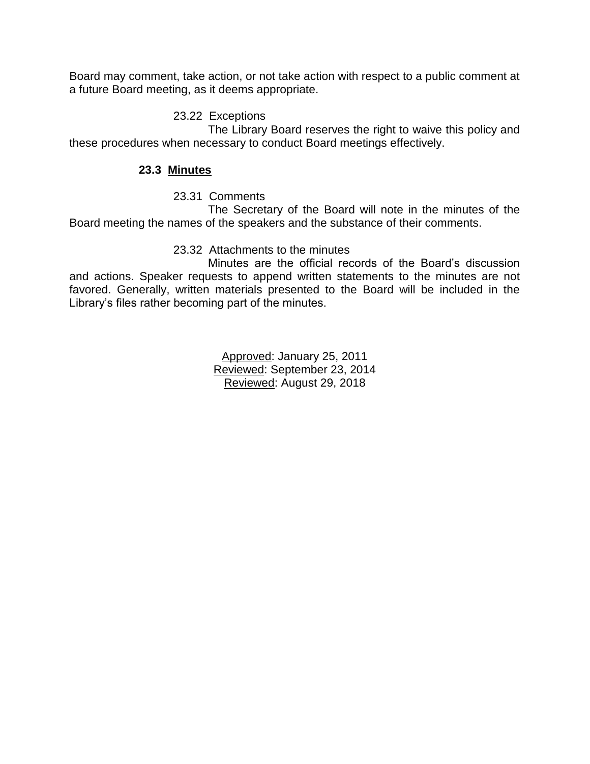Board may comment, take action, or not take action with respect to a public comment at a future Board meeting, as it deems appropriate.

23.22 Exceptions

The Library Board reserves the right to waive this policy and these procedures when necessary to conduct Board meetings effectively.

### 23.3 Minutes

23.31 Comments

The Secretary of the Board will note in the minutes of the Board meeting the names of the speakers and the substance of their comments.

23.32 Attachments to the minutes

Minutes are the official records of the Board's discussion and actions. Speaker requests to append written statements to the minutes are not favored. Generally, written materials presented to the Board will be included in the Library's files rather becoming part of the minutes.

Approved: January 25, 2011
Reviewed: September 23, 2014
Reviewed: August 29, 2018